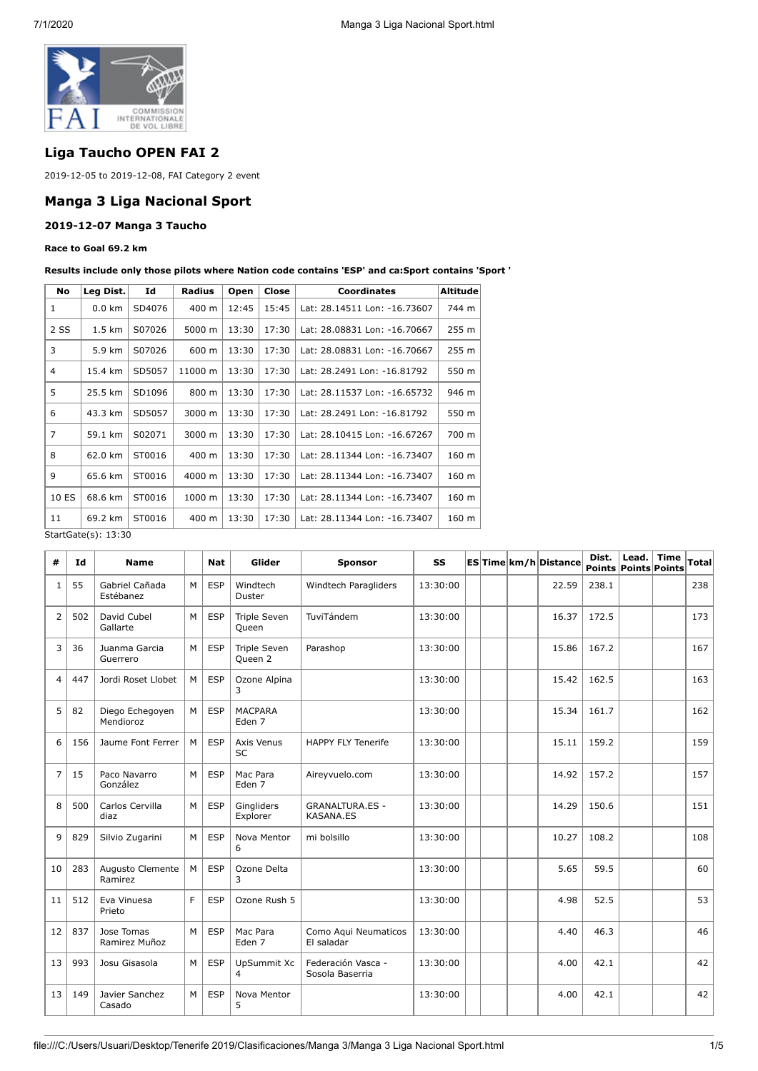## Liga Taucho OPEN FAI 2

2019-12-05 to 2019-12-08, FAI Category 2 event

## Manga 3 Liga Nacional Sport

### 2019-12-07 Manga 3 Taucho

#### Race to Goal 69.2 km

**Results include only those pilots where Nation code contains 'ESP' and ca:Sport contains 'Sport '**

| No | Leg Dist. | Id | Radius | Open | Close | Coordinates | Altitude |
|---|---|---|---|---|---|---|---|
| 1 | 0.0 km | SD4076 | 400 m | 12:45 | 15:45 | Lat: 28.14511 Lon: -16.73607 | 744 m |
| 2 SS | 1.5 km | S07026 | 5000 m | 13:30 | 17:30 | Lat: 28.08831 Lon: -16.70667 | 255 m |
| 3 | 5.9 km | S07026 | 600 m | 13:30 | 17:30 | Lat: 28.08831 Lon: -16.70667 | 255 m |
| 4 | 15.4 km | SD5057 | 11000 m | 13:30 | 17:30 | Lat: 28.2491 Lon: -16.81792 | 550 m |
| 5 | 25.5 km | SD1096 | 800 m | 13:30 | 17:30 | Lat: 28.11537 Lon: -16.65732 | 946 m |
| 6 | 43.3 km | SD5057 | 3000 m | 13:30 | 17:30 | Lat: 28.2491 Lon: -16.81792 | 550 m |
| 7 | 59.1 km | S02071 | 3000 m | 13:30 | 17:30 | Lat: 28.10415 Lon: -16.67267 | 700 m |
| 8 | 62.0 km | ST0016 | 400 m | 13:30 | 17:30 | Lat: 28.11344 Lon: -16.73407 | 160 m |
| 9 | 65.6 km | ST0016 | 4000 m | 13:30 | 17:30 | Lat: 28.11344 Lon: -16.73407 | 160 m |
| 10 ES | 68.6 km | ST0016 | 1000 m | 13:30 | 17:30 | Lat: 28.11344 Lon: -16.73407 | 160 m |
| 11 | 69.2 km | ST0016 | 400 m | 13:30 | 17:30 | Lat: 28.11344 Lon: -16.73407 | 160 m |

StartGate(s): 13:30

| # | Id | Name | | Nat | Glider | Sponsor | SS | ES | Time | km/h | Distance | Dist. Points | Lead. Points | Time Points | Total |
|---|---|---|---|---|---|---|---|---|---|---|---|---|---|---|---|
| 1 | 55 | Gabriel Cañada Estébanez | M | ESP | Windtech Duster | Windtech Paragliders | 13:30:00 | | | | 22.59 | 238.1 | | | 238 |
| 2 | 502 | David Cubel Gallarte | M | ESP | Triple Seven Queen | TuviTándem | 13:30:00 | | | | 16.37 | 172.5 | | | 173 |
| 3 | 36 | Juanma Garcia Guerrero | M | ESP | Triple Seven Queen 2 | Parashop | 13:30:00 | | | | 15.86 | 167.2 | | | 167 |
| 4 | 447 | Jordi Roset Llobet | M | ESP | Ozone Alpina 3 | | 13:30:00 | | | | 15.42 | 162.5 | | | 163 |
| 5 | 82 | Diego Echegoyen Mendioroz | M | ESP | MACPARA Eden 7 | | 13:30:00 | | | | 15.34 | 161.7 | | | 162 |
| 6 | 156 | Jaume Font Ferrer | M | ESP | Axis Venus SC | HAPPY FLY Tenerife | 13:30:00 | | | | 15.11 | 159.2 | | | 159 |
| 7 | 15 | Paco Navarro González | M | ESP | Mac Para Eden 7 | Aireyvuelo.com | 13:30:00 | | | | 14.92 | 157.2 | | | 157 |
| 8 | 500 | Carlos Cervilla diaz | M | ESP | Gingliders Explorer | GRANALTURA.ES - KASANA.ES | 13:30:00 | | | | 14.29 | 150.6 | | | 151 |
| 9 | 829 | Silvio Zugarini | M | ESP | Nova Mentor 6 | mi bolsillo | 13:30:00 | | | | 10.27 | 108.2 | | | 108 |
| 10 | 283 | Augusto Clemente Ramirez | M | ESP | Ozone Delta 3 | | 13:30:00 | | | | 5.65 | 59.5 | | | 60 |
| 11 | 512 | Eva Vinuesa Prieto | F | ESP | Ozone Rush 5 | | 13:30:00 | | | | 4.98 | 52.5 | | | 53 |
| 12 | 837 | Jose Tomas Ramirez Muñoz | M | ESP | Mac Para Eden 7 | Como Aqui Neumaticos El saladar | 13:30:00 | | | | 4.40 | 46.3 | | | 46 |
| 13 | 993 | Josu Gisasola | M | ESP | UpSummit Xc 4 | Federación Vasca - Sosola Baserria | 13:30:00 | | | | 4.00 | 42.1 | | | 42 |
| 13 | 149 | Javier Sanchez Casado | M | ESP | Nova Mentor 5 | | 13:30:00 | | | | 4.00 | 42.1 | | | 42 |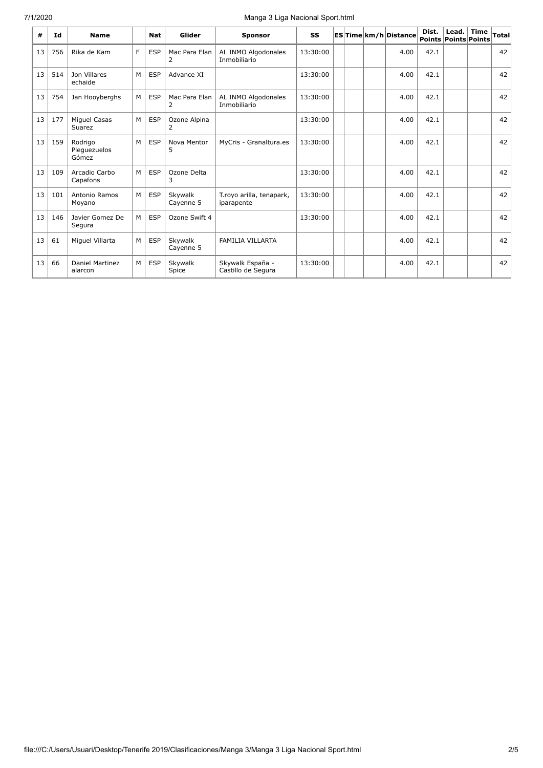| # | Id | Name | | Nat | Glider | Sponsor | SS | ES | Time | km/h | Distance | Dist. Points | Lead. Points | Time Points | Total |
|---|---|---|---|---|---|---|---|---|---|---|---|---|---|---|---|
| 13 | 756 | Rika de Kam | F | ESP | Mac Para Elan 2 | AL INMO Algodonales Inmobiliario | 13:30:00 | | | | 4.00 | 42.1 | | | 42 |
| 13 | 514 | Jon Villares echaide | M | ESP | Advance XI | | 13:30:00 | | | | 4.00 | 42.1 | | | 42 |
| 13 | 754 | Jan Hooyberghs | M | ESP | Mac Para Elan 2 | AL INMO Algodonales Inmobiliario | 13:30:00 | | | | 4.00 | 42.1 | | | 42 |
| 13 | 177 | Miguel Casas Suarez | M | ESP | Ozone Alpina 2 | | 13:30:00 | | | | 4.00 | 42.1 | | | 42 |
| 13 | 159 | Rodrigo Pleguezuelos Gómez | M | ESP | Nova Mentor 5 | MyCris - Granaltura.es | 13:30:00 | | | | 4.00 | 42.1 | | | 42 |
| 13 | 109 | Arcadio Carbo Capafons | M | ESP | Ozone Delta 3 | | 13:30:00 | | | | 4.00 | 42.1 | | | 42 |
| 13 | 101 | Antonio Ramos Moyano | M | ESP | Skywalk Cayenne 5 | T.royo arilla, tenapark, iparapente | 13:30:00 | | | | 4.00 | 42.1 | | | 42 |
| 13 | 146 | Javier Gomez De Segura | M | ESP | Ozone Swift 4 | | 13:30:00 | | | | 4.00 | 42.1 | | | 42 |
| 13 | 61 | Miguel Villarta | M | ESP | Skywalk Cayenne 5 | FAMILIA VILLARTA | | | | | 4.00 | 42.1 | | | 42 |
| 13 | 66 | Daniel Martinez alarcon | M | ESP | Skywalk Spice | Skywalk España - Castillo de Segura | 13:30:00 | | | | 4.00 | 42.1 | | | 42 |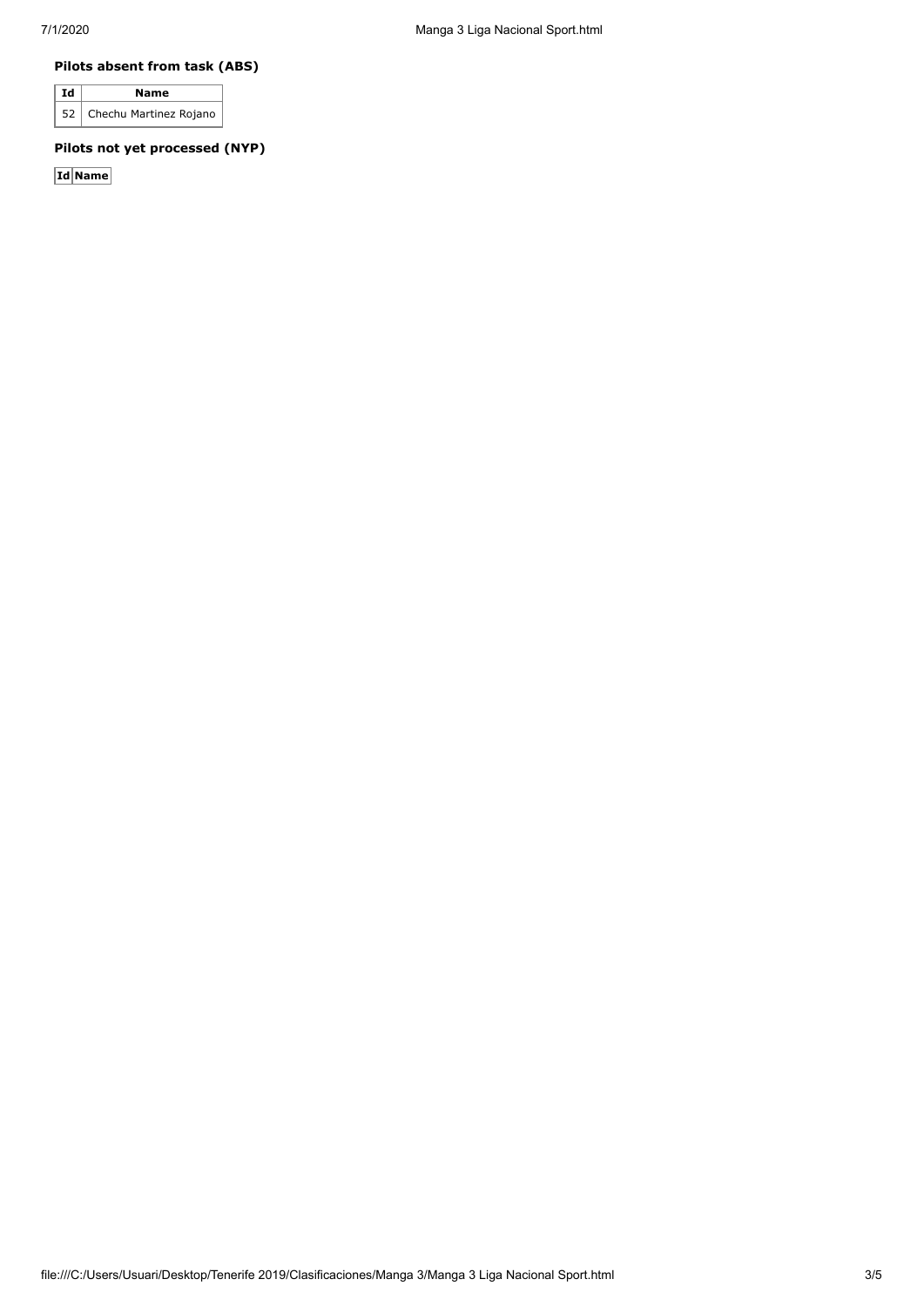**Pilots absent from task (ABS)**

| Id | Name |
|---|---|
| 52 | Chechu Martinez Rojano |

**Pilots not yet processed (NYP)**

| Id | Name |
|---|---|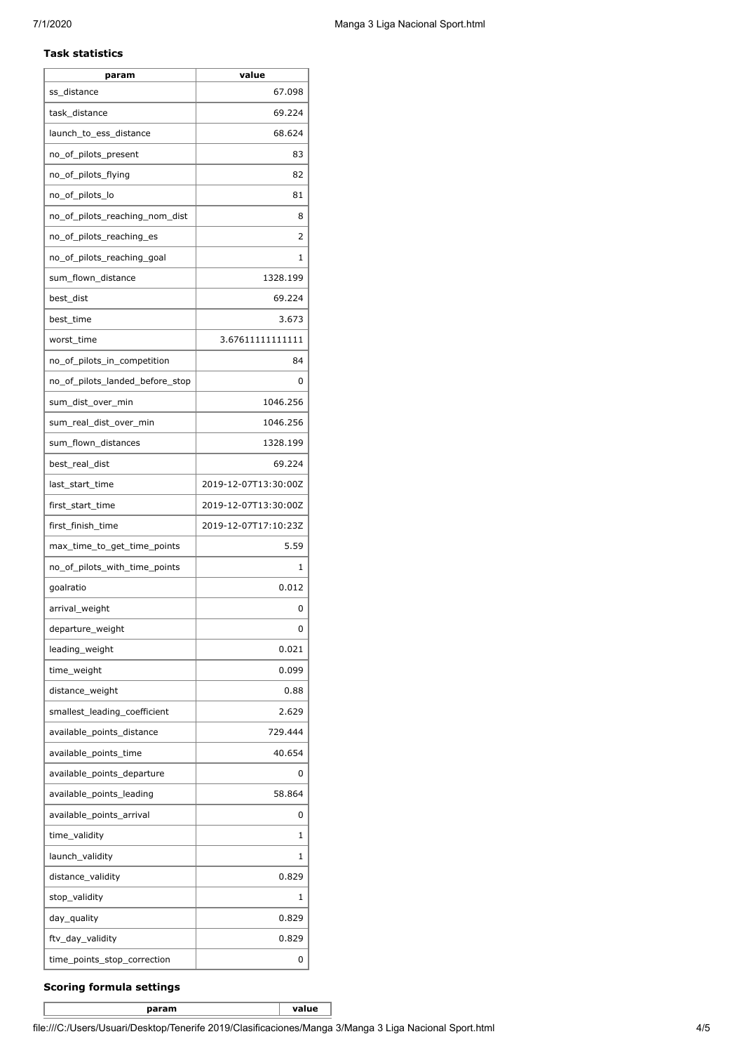**Task statistics**

| param | value |
|---|---|
| ss_distance | 67.098 |
| task_distance | 69.224 |
| launch_to_ess_distance | 68.624 |
| no_of_pilots_present | 83 |
| no_of_pilots_flying | 82 |
| no_of_pilots_lo | 81 |
| no_of_pilots_reaching_nom_dist | 8 |
| no_of_pilots_reaching_es | 2 |
| no_of_pilots_reaching_goal | 1 |
| sum_flown_distance | 1328.199 |
| best_dist | 69.224 |
| best_time | 3.673 |
| worst_time | 3.67611111111111 |
| no_of_pilots_in_competition | 84 |
| no_of_pilots_landed_before_stop | 0 |
| sum_dist_over_min | 1046.256 |
| sum_real_dist_over_min | 1046.256 |
| sum_flown_distances | 1328.199 |
| best_real_dist | 69.224 |
| last_start_time | 2019-12-07T13:30:00Z |
| first_start_time | 2019-12-07T13:30:00Z |
| first_finish_time | 2019-12-07T17:10:23Z |
| max_time_to_get_time_points | 5.59 |
| no_of_pilots_with_time_points | 1 |
| goalratio | 0.012 |
| arrival_weight | 0 |
| departure_weight | 0 |
| leading_weight | 0.021 |
| time_weight | 0.099 |
| distance_weight | 0.88 |
| smallest_leading_coefficient | 2.629 |
| available_points_distance | 729.444 |
| available_points_time | 40.654 |
| available_points_departure | 0 |
| available_points_leading | 58.864 |
| available_points_arrival | 0 |
| time_validity | 1 |
| launch_validity | 1 |
| distance_validity | 0.829 |
| stop_validity | 1 |
| day_quality | 0.829 |
| ftv_day_validity | 0.829 |
| time_points_stop_correction | 0 |

**Scoring formula settings**

| param | value |
|---|---|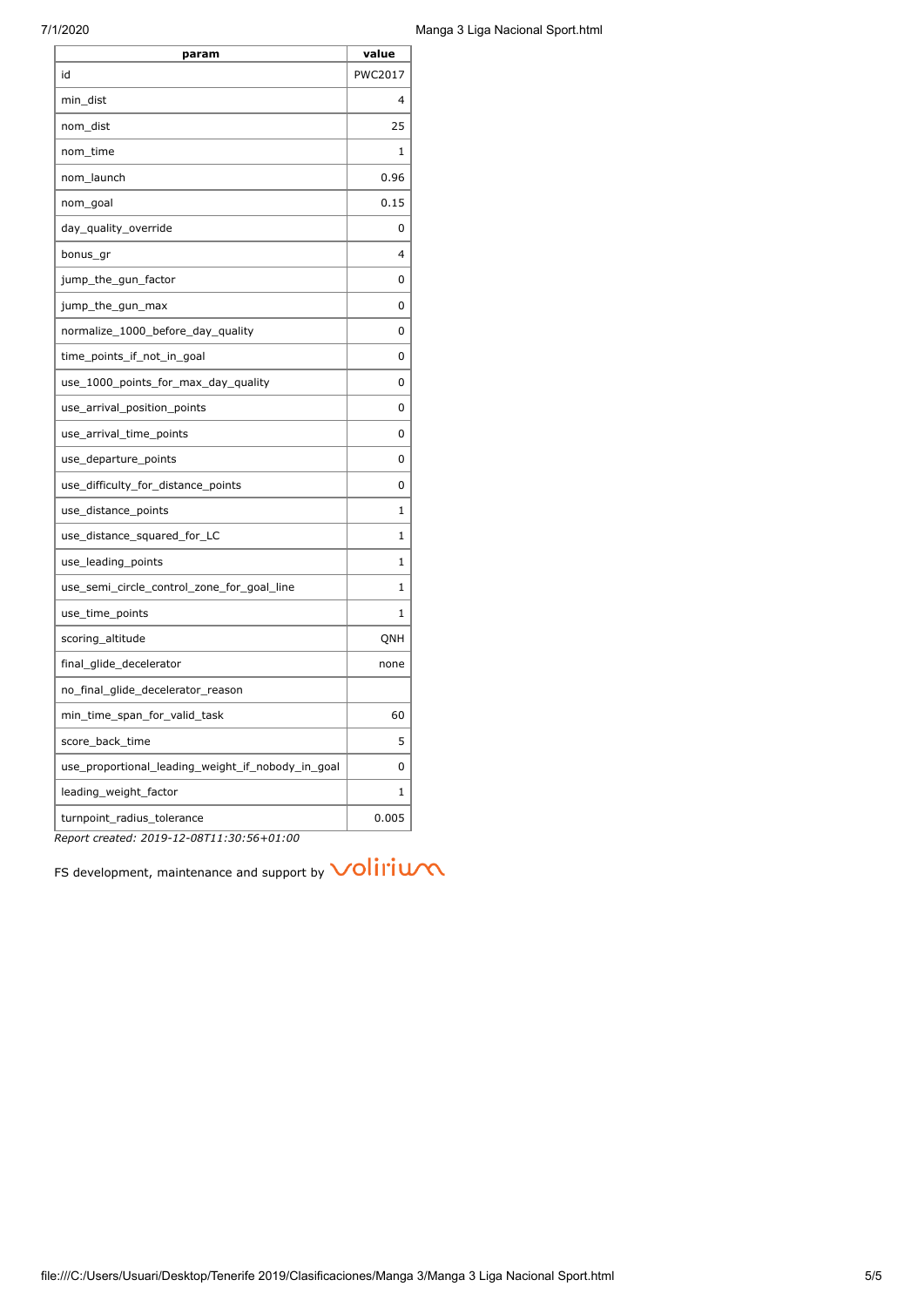| param | value |
|---|---|
| id | PWC2017 |
| min_dist | 4 |
| nom_dist | 25 |
| nom_time | 1 |
| nom_launch | 0.96 |
| nom_goal | 0.15 |
| day_quality_override | 0 |
| bonus_gr | 4 |
| jump_the_gun_factor | 0 |
| jump_the_gun_max | 0 |
| normalize_1000_before_day_quality | 0 |
| time_points_if_not_in_goal | 0 |
| use_1000_points_for_max_day_quality | 0 |
| use_arrival_position_points | 0 |
| use_arrival_time_points | 0 |
| use_departure_points | 0 |
| use_difficulty_for_distance_points | 0 |
| use_distance_points | 1 |
| use_distance_squared_for_LC | 1 |
| use_leading_points | 1 |
| use_semi_circle_control_zone_for_goal_line | 1 |
| use_time_points | 1 |
| scoring_altitude | QNH |
| final_glide_decelerator | none |
| no_final_glide_decelerator_reason | |
| min_time_span_for_valid_task | 60 |
| score_back_time | 5 |
| use_proportional_leading_weight_if_nobody_in_goal | 0 |
| leading_weight_factor | 1 |
| turnpoint_radius_tolerance | 0.005 |

*Report created: 2019-12-08T11:30:56+01:00*

FS development, maintenance and support by volirium